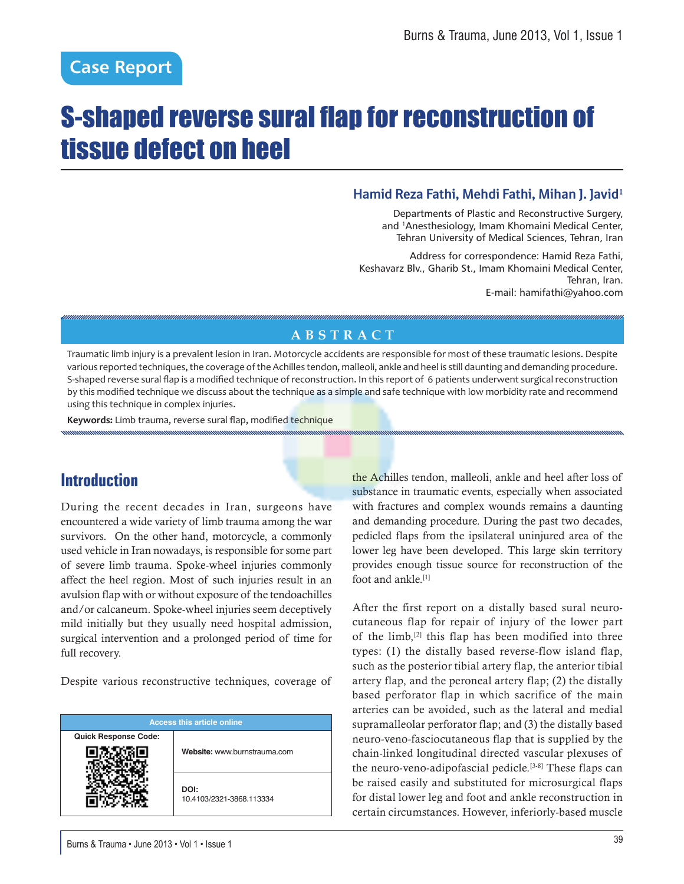Case Report

# S-shaped reverse sural flap for reconstruction of tissue defect on heel

**Hamid Reza Fathi, Mehdi Fathi, Mihan J. Javid[1]**

Departments of Plastic and Reconstructive Surgery, and [1]Anesthesiology, Imam Khomaini Medical Center, Tehran University of Medical Sciences, Tehran, Iran

Address for correspondence: Hamid Reza Fathi, Keshavarz Blv., Gharib St., Imam Khomaini Medical Center, Tehran, Iran.
E-mail: hamifathi@yahoo.com

## ABSTRACT

Traumatic limb injury is a prevalent lesion in Iran. Motorcycle accidents are responsible for most of these traumatic lesions. Despite various reported techniques, the coverage of the Achilles tendon, malleoli, ankle and heel is still daunting and demanding procedure. S-shaped reverse sural flap is a modified technique of reconstruction. In this report of 6 patients underwent surgical reconstruction by this modified technique we discuss about the technique as a simple and safe technique with low morbidity rate and recommend using this technique in complex injuries.

**Keywords:** Limb trauma, reverse sural flap, modified technique

## Introduction

During the recent decades in Iran, surgeons have encountered a wide variety of limb trauma among the war survivors. On the other hand, motorcycle, a commonly used vehicle in Iran nowadays, is responsible for some part of severe limb trauma. Spoke-wheel injuries commonly affect the heel region. Most of such injuries result in an avulsion flap with or without exposure of the tendoachilles and/or calcaneum. Spoke-wheel injuries seem deceptively mild initially but they usually need hospital admission, surgical intervention and a prolonged period of time for full recovery.

Despite various reconstructive techniques, coverage of the Achilles tendon, malleoli, ankle and heel after loss of substance in traumatic events, especially when associated with fractures and complex wounds remains a daunting and demanding procedure. During the past two decades, pedicled flaps from the ipsilateral uninjured area of the lower leg have been developed. This large skin territory provides enough tissue source for reconstruction of the foot and ankle.[1]

After the first report on a distally based sural neurocutaneous flap for repair of injury of the lower part of the limb,[2] this flap has been modified into three types: (1) the distally based reverse-flow island flap, such as the posterior tibial artery flap, the anterior tibial artery flap, and the peroneal artery flap; (2) the distally based perforator flap in which sacrifice of the main arteries can be avoided, such as the lateral and medial supramalleolar perforator flap; and (3) the distally based neuro-veno-fasciocutaneous flap that is supplied by the chain-linked longitudinal directed vascular plexuses of the neuro-veno-adipofascial pedicle.[3-8] These flaps can be raised easily and substituted for microsurgical flaps for distal lower leg and foot and ankle reconstruction in certain circumstances. However, inferiorly-based muscle

| Access this article online | |
|---|---|
| Quick Response Code: | Website: www.burnstrauma.com |
| | DOI: 10.4103/2321-3868.113334 |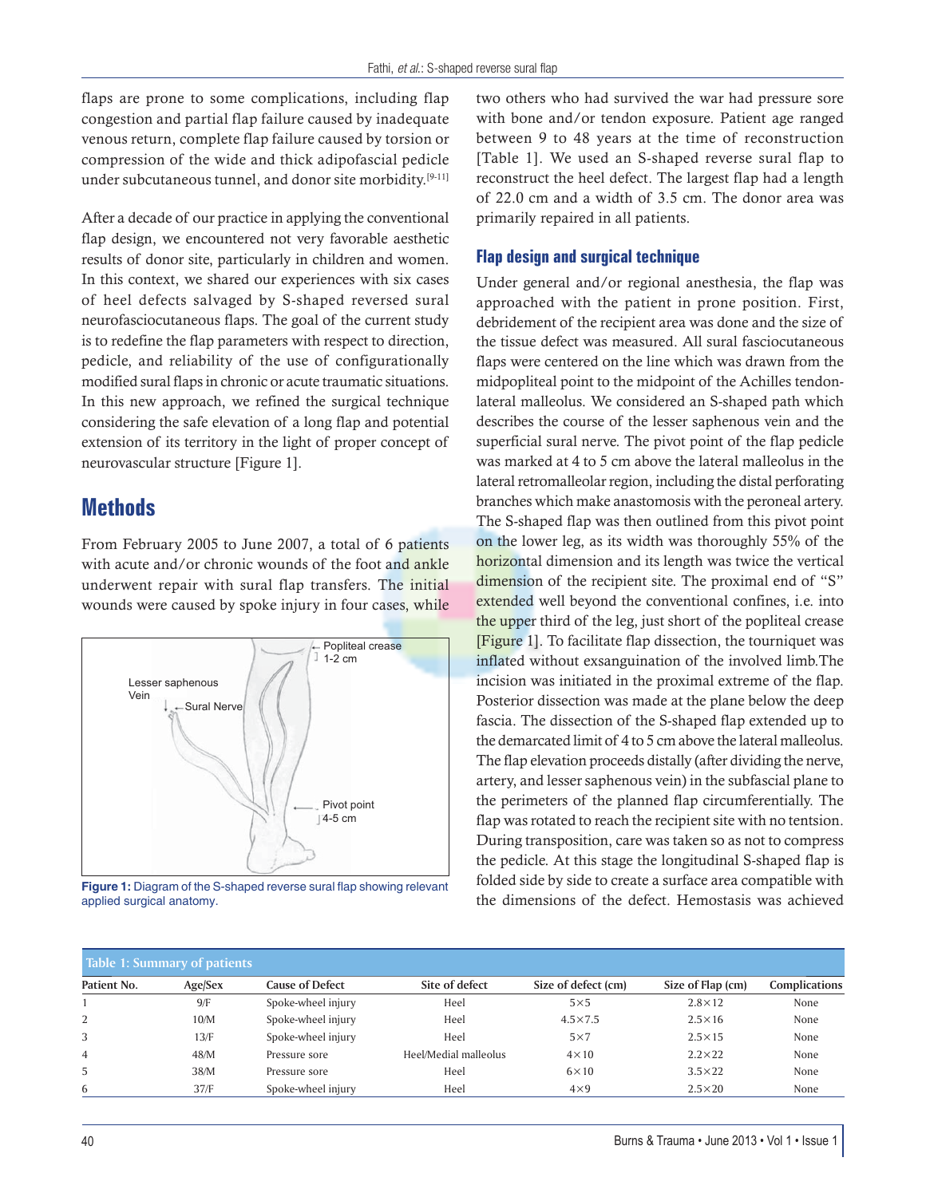flaps are prone to some complications, including flap congestion and partial flap failure caused by inadequate venous return, complete flap failure caused by torsion or compression of the wide and thick adipofascial pedicle under subcutaneous tunnel, and donor site morbidity.[9-11]

After a decade of our practice in applying the conventional flap design, we encountered not very favorable aesthetic results of donor site, particularly in children and women. In this context, we shared our experiences with six cases of heel defects salvaged by S-shaped reversed sural neurofasciocutaneous flaps. The goal of the current study is to redefine the flap parameters with respect to direction, pedicle, and reliability of the use of configurationally modified sural flaps in chronic or acute traumatic situations. In this new approach, we refined the surgical technique considering the safe elevation of a long flap and potential extension of its territory in the light of proper concept of neurovascular structure [Figure 1].

## Methods

From February 2005 to June 2007, a total of 6 patients with acute and/or chronic wounds of the foot and ankle underwent repair with sural flap transfers. The initial wounds were caused by spoke injury in four cases, while two others who had survived the war had pressure sore with bone and/or tendon exposure. Patient age ranged between 9 to 48 years at the time of reconstruction [Table 1]. We used an S-shaped reverse sural flap to reconstruct the heel defect. The largest flap had a length of 22.0 cm and a width of 3.5 cm. The donor area was primarily repaired in all patients.

Popliteal crease
1-2 cm
Lesser saphenous Vein
Sural Nerve
Pivot point
4-5 cm

Figure 1: Diagram of the S-shaped reverse sural flap showing relevant applied surgical anatomy.

### Flap design and surgical technique

Under general and/or regional anesthesia, the flap was approached with the patient in prone position. First, debridement of the recipient area was done and the size of the tissue defect was measured. All sural fasciocutaneous flaps were centered on the line which was drawn from the midpopliteal point to the midpoint of the Achilles tendon-lateral malleolus. We considered an S-shaped path which describes the course of the lesser saphenous vein and the superficial sural nerve. The pivot point of the flap pedicle was marked at 4 to 5 cm above the lateral malleolus in the lateral retromalleolar region, including the distal perforating branches which make anastomosis with the peroneal artery. The S-shaped flap was then outlined from this pivot point on the lower leg, as its width was thoroughly 55% of the horizontal dimension and its length was twice the vertical dimension of the recipient site. The proximal end of "S" extended well beyond the conventional confines, i.e. into the upper third of the leg, just short of the popliteal crease [Figure 1]. To facilitate flap dissection, the tourniquet was inflated without exsanguination of the involved limb.The incision was initiated in the proximal extreme of the flap. Posterior dissection was made at the plane below the deep fascia. The dissection of the S-shaped flap extended up to the demarcated limit of 4 to 5 cm above the lateral malleolus. The flap elevation proceeds distally (after dividing the nerve, artery, and lesser saphenous vein) in the subfascial plane to the perimeters of the planned flap circumferentially. The flap was rotated to reach the recipient site with no tentsion. During transposition, care was taken so as not to compress the pedicle. At this stage the longitudinal S-shaped flap is folded side by side to create a surface area compatible with the dimensions of the defect. Hemostasis was achieved

**Table 1: Summary of patients**

| Patient No. | Age/Sex | Cause of Defect | Site of defect | Size of defect (cm) | Size of Flap (cm) | Complications |
|---|---|---|---|---|---|---|
| 1 | 9/F | Spoke-wheel injury | Heel | 5×5 | 2.8×12 | None |
| 2 | 10/M | Spoke-wheel injury | Heel | 4.5×7.5 | 2.5×16 | None |
| 3 | 13/F | Spoke-wheel injury | Heel | 5×7 | 2.5×15 | None |
| 4 | 48/M | Pressure sore | Heel/Medial malleolus | 4×10 | 2.2×22 | None |
| 5 | 38/M | Pressure sore | Heel | 6×10 | 3.5×22 | None |
| 6 | 37/F | Spoke-wheel injury | Heel | 4×9 | 2.5×20 | None |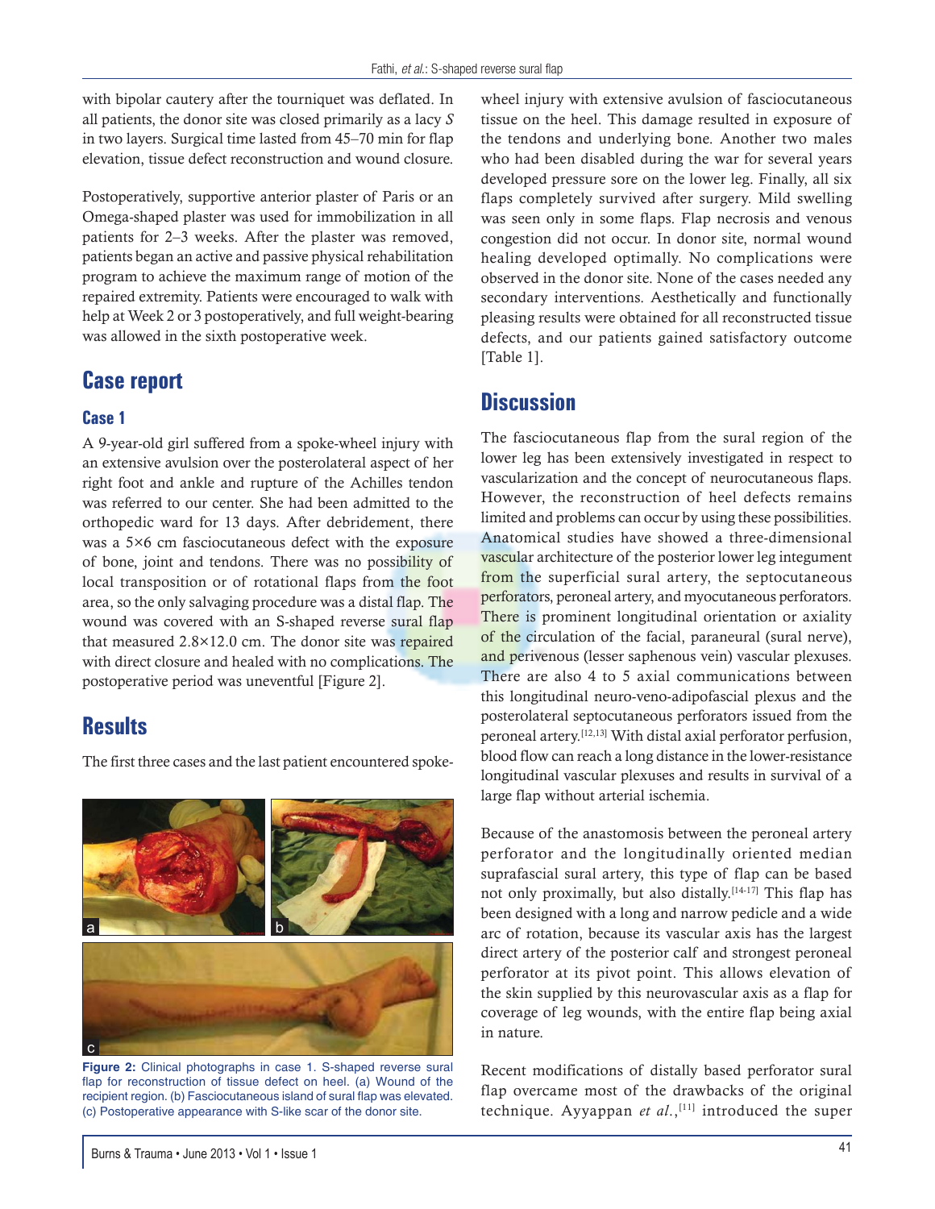with bipolar cautery after the tourniquet was deflated. In all patients, the donor site was closed primarily as a lacy *S* in two layers. Surgical time lasted from 45–70 min for flap elevation, tissue defect reconstruction and wound closure.

Postoperatively, supportive anterior plaster of Paris or an Omega-shaped plaster was used for immobilization in all patients for 2–3 weeks. After the plaster was removed, patients began an active and passive physical rehabilitation program to achieve the maximum range of motion of the repaired extremity. Patients were encouraged to walk with help at Week 2 or 3 postoperatively, and full weight-bearing was allowed in the sixth postoperative week.

## Case report

### Case 1

A 9-year-old girl suffered from a spoke-wheel injury with an extensive avulsion over the posterolateral aspect of her right foot and ankle and rupture of the Achilles tendon was referred to our center. She had been admitted to the orthopedic ward for 13 days. After debridement, there was a 5×6 cm fasciocutaneous defect with the exposure of bone, joint and tendons. There was no possibility of local transposition or of rotational flaps from the foot area, so the only salvaging procedure was a distal flap. The wound was covered with an S-shaped reverse sural flap that measured 2.8×12.0 cm. The donor site was repaired with direct closure and healed with no complications. The postoperative period was uneventful [Figure 2].

## Results

The first three cases and the last patient encountered spoke-wheel injury with extensive avulsion of fasciocutaneous tissue on the heel. This damage resulted in exposure of the tendons and underlying bone. Another two males who had been disabled during the war for several years developed pressure sore on the lower leg. Finally, all six flaps completely survived after surgery. Mild swelling was seen only in some flaps. Flap necrosis and venous congestion did not occur. In donor site, normal wound healing developed optimally. No complications were observed in the donor site. None of the cases needed any secondary interventions. Aesthetically and functionally pleasing results were obtained for all reconstructed tissue defects, and our patients gained satisfactory outcome [Table 1].

Figure 2: Clinical photographs in case 1. S-shaped reverse sural flap for reconstruction of tissue defect on heel. (a) Wound of the recipient region. (b) Fasciocutaneous island of sural flap was elevated. (c) Postoperative appearance with S-like scar of the donor site.

## Discussion

The fasciocutaneous flap from the sural region of the lower leg has been extensively investigated in respect to vascularization and the concept of neurocutaneous flaps. However, the reconstruction of heel defects remains limited and problems can occur by using these possibilities. Anatomical studies have showed a three-dimensional vascular architecture of the posterior lower leg integument from the superficial sural artery, the septocutaneous perforators, peroneal artery, and myocutaneous perforators. There is prominent longitudinal orientation or axiality of the circulation of the facial, paraneural (sural nerve), and perivenous (lesser saphenous vein) vascular plexuses. There are also 4 to 5 axial communications between this longitudinal neuro-veno-adipofascial plexus and the posterolateral septocutaneous perforators issued from the peroneal artery.[12,13] With distal axial perforator perfusion, blood flow can reach a long distance in the lower-resistance longitudinal vascular plexuses and results in survival of a large flap without arterial ischemia.

Because of the anastomosis between the peroneal artery perforator and the longitudinally oriented median suprafascial sural artery, this type of flap can be based not only proximally, but also distally.[14-17] This flap has been designed with a long and narrow pedicle and a wide arc of rotation, because its vascular axis has the largest direct artery of the posterior calf and strongest peroneal perforator at its pivot point. This allows elevation of the skin supplied by this neurovascular axis as a flap for coverage of leg wounds, with the entire flap being axial in nature.

Recent modifications of distally based perforator sural flap overcame most of the drawbacks of the original technique. Ayyappan *et al.*,[11] introduced the super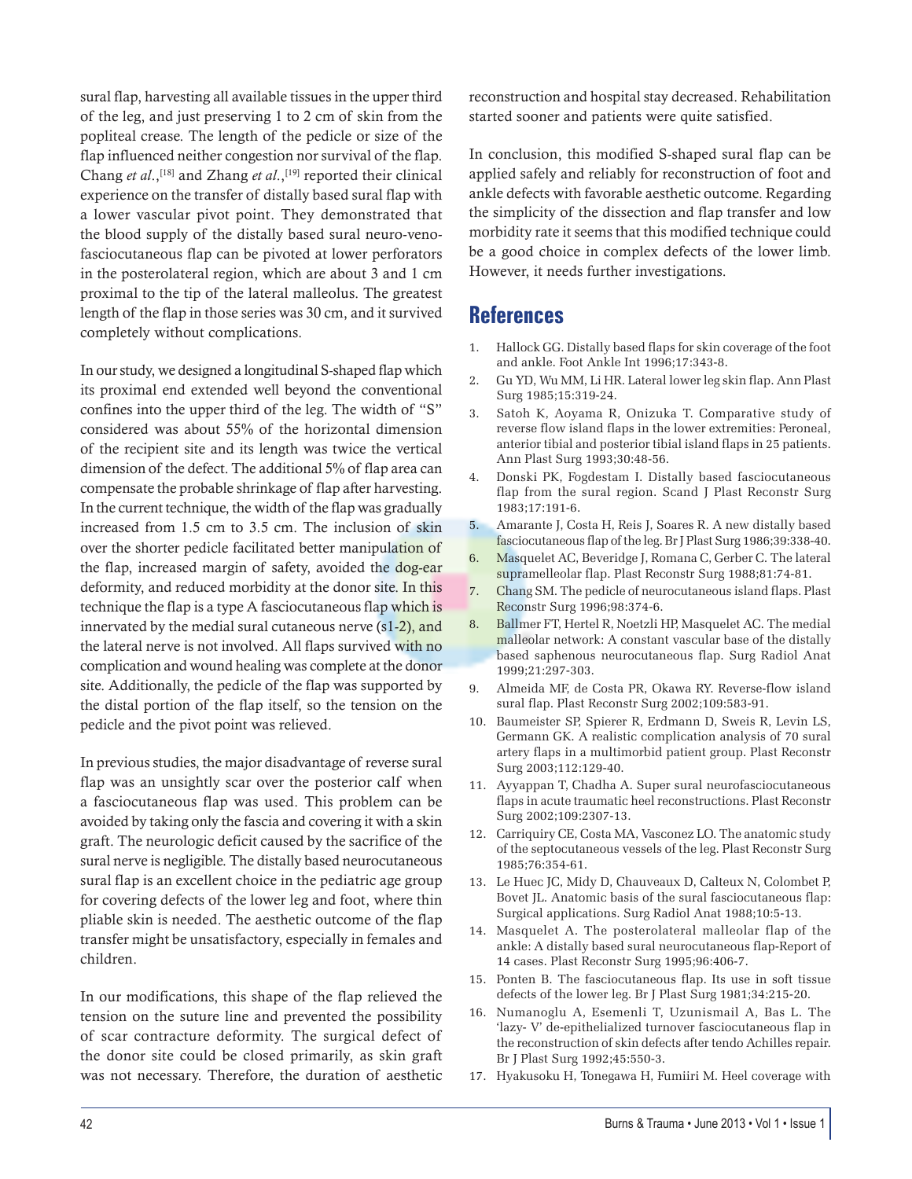sural flap, harvesting all available tissues in the upper third of the leg, and just preserving 1 to 2 cm of skin from the popliteal crease. The length of the pedicle or size of the flap influenced neither congestion nor survival of the flap. Chang *et al*.,[18] and Zhang *et al*.,[19] reported their clinical experience on the transfer of distally based sural flap with a lower vascular pivot point. They demonstrated that the blood supply of the distally based sural neuro-veno-fasciocutaneous flap can be pivoted at lower perforators in the posterolateral region, which are about 3 and 1 cm proximal to the tip of the lateral malleolus. The greatest length of the flap in those series was 30 cm, and it survived completely without complications.

In our study, we designed a longitudinal S-shaped flap which its proximal end extended well beyond the conventional confines into the upper third of the leg. The width of "S" considered was about 55% of the horizontal dimension of the recipient site and its length was twice the vertical dimension of the defect. The additional 5% of flap area can compensate the probable shrinkage of flap after harvesting. In the current technique, the width of the flap was gradually increased from 1.5 cm to 3.5 cm. The inclusion of skin over the shorter pedicle facilitated better manipulation of the flap, increased margin of safety, avoided the dog-ear deformity, and reduced morbidity at the donor site. In this technique the flap is a type A fasciocutaneous flap which is innervated by the medial sural cutaneous nerve (s1-2), and the lateral nerve is not involved. All flaps survived with no complication and wound healing was complete at the donor site. Additionally, the pedicle of the flap was supported by the distal portion of the flap itself, so the tension on the pedicle and the pivot point was relieved.

In previous studies, the major disadvantage of reverse sural flap was an unsightly scar over the posterior calf when a fasciocutaneous flap was used. This problem can be avoided by taking only the fascia and covering it with a skin graft. The neurologic deficit caused by the sacrifice of the sural nerve is negligible. The distally based neurocutaneous sural flap is an excellent choice in the pediatric age group for covering defects of the lower leg and foot, where thin pliable skin is needed. The aesthetic outcome of the flap transfer might be unsatisfactory, especially in females and children.

In our modifications, this shape of the flap relieved the tension on the suture line and prevented the possibility of scar contracture deformity. The surgical defect of the donor site could be closed primarily, as skin graft was not necessary. Therefore, the duration of aesthetic reconstruction and hospital stay decreased. Rehabilitation started sooner and patients were quite satisfied.

In conclusion, this modified S-shaped sural flap can be applied safely and reliably for reconstruction of foot and ankle defects with favorable aesthetic outcome. Regarding the simplicity of the dissection and flap transfer and low morbidity rate it seems that this modified technique could be a good choice in complex defects of the lower limb. However, it needs further investigations.

## References

1. Hallock GG. Distally based flaps for skin coverage of the foot and ankle. Foot Ankle Int 1996;17:343-8.
2. Gu YD, Wu MM, Li HR. Lateral lower leg skin flap. Ann Plast Surg 1985;15:319-24.
3. Satoh K, Aoyama R, Onizuka T. Comparative study of reverse flow island flaps in the lower extremities: Peroneal, anterior tibial and posterior tibial island flaps in 25 patients. Ann Plast Surg 1993;30:48-56.
4. Donski PK, Fogdestam I. Distally based fasciocutaneous flap from the sural region. Scand J Plast Reconstr Surg 1983;17:191-6.
5. Amarante J, Costa H, Reis J, Soares R. A new distally based fasciocutaneous flap of the leg. Br J Plast Surg 1986;39:338-40.
6. Masquelet AC, Beveridge J, Romana C, Gerber C. The lateral supramelleolar flap. Plast Reconstr Surg 1988;81:74-81.
7. Chang SM. The pedicle of neurocutaneous island flaps. Plast Reconstr Surg 1996;98:374-6.
8. Ballmer FT, Hertel R, Noetzli HP, Masquelet AC. The medial malleolar network: A constant vascular base of the distally based saphenous neurocutaneous flap. Surg Radiol Anat 1999;21:297-303.
9. Almeida MF, de Costa PR, Okawa RY. Reverse-flow island sural flap. Plast Reconstr Surg 2002;109:583-91.
10. Baumeister SP, Spierer R, Erdmann D, Sweis R, Levin LS, Germann GK. A realistic complication analysis of 70 sural artery flaps in a multimorbid patient group. Plast Reconstr Surg 2003;112:129-40.
11. Ayyappan T, Chadha A. Super sural neurofasciocutaneous flaps in acute traumatic heel reconstructions. Plast Reconstr Surg 2002;109:2307-13.
12. Carriquiry CE, Costa MA, Vasconez LO. The anatomic study of the septocutaneous vessels of the leg. Plast Reconstr Surg 1985;76:354-61.
13. Le Huec JC, Midy D, Chauveaux D, Calteux N, Colombet P, Bovet JL. Anatomic basis of the sural fasciocutaneous flap: Surgical applications. Surg Radiol Anat 1988;10:5-13.
14. Masquelet A. The posterolateral malleolar flap of the ankle: A distally based sural neurocutaneous flap-Report of 14 cases. Plast Reconstr Surg 1995;96:406-7.
15. Ponten B. The fasciocutaneous flap. Its use in soft tissue defects of the lower leg. Br J Plast Surg 1981;34:215-20.
16. Numanoglu A, Esemenli T, Uzunismail A, Bas L. The 'lazy- V' de-epithelialized turnover fasciocutaneous flap in the reconstruction of skin defects after tendo Achilles repair. Br J Plast Surg 1992;45:550-3.
17. Hyakusoku H, Tonegawa H, Fumiiri M. Heel coverage with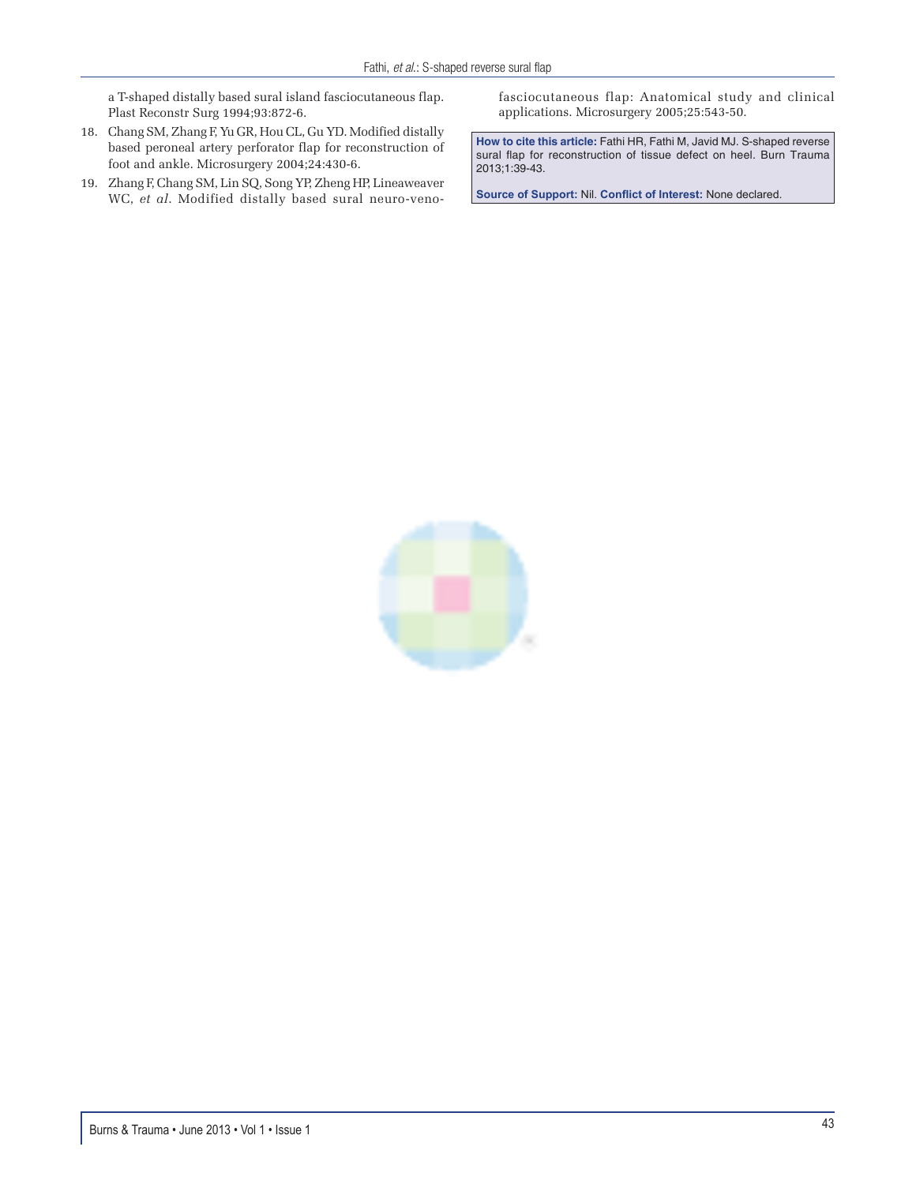a T-shaped distally based sural island fasciocutaneous flap. Plast Reconstr Surg 1994;93:872-6.

18. Chang SM, Zhang F, Yu GR, Hou CL, Gu YD. Modified distally based peroneal artery perforator flap for reconstruction of foot and ankle. Microsurgery 2004;24:430-6.
19. Zhang F, Chang SM, Lin SQ, Song YP, Zheng HP, Lineaweaver WC, *et al*. Modified distally based sural neuro-veno-fasciocutaneous flap: Anatomical study and clinical applications. Microsurgery 2005;25:543-50.

**How to cite this article:** Fathi HR, Fathi M, Javid MJ. S-shaped reverse sural flap for reconstruction of tissue defect on heel. Burn Trauma 2013;1:39-43.

**Source of Support:** Nil. **Conflict of Interest:** None declared.